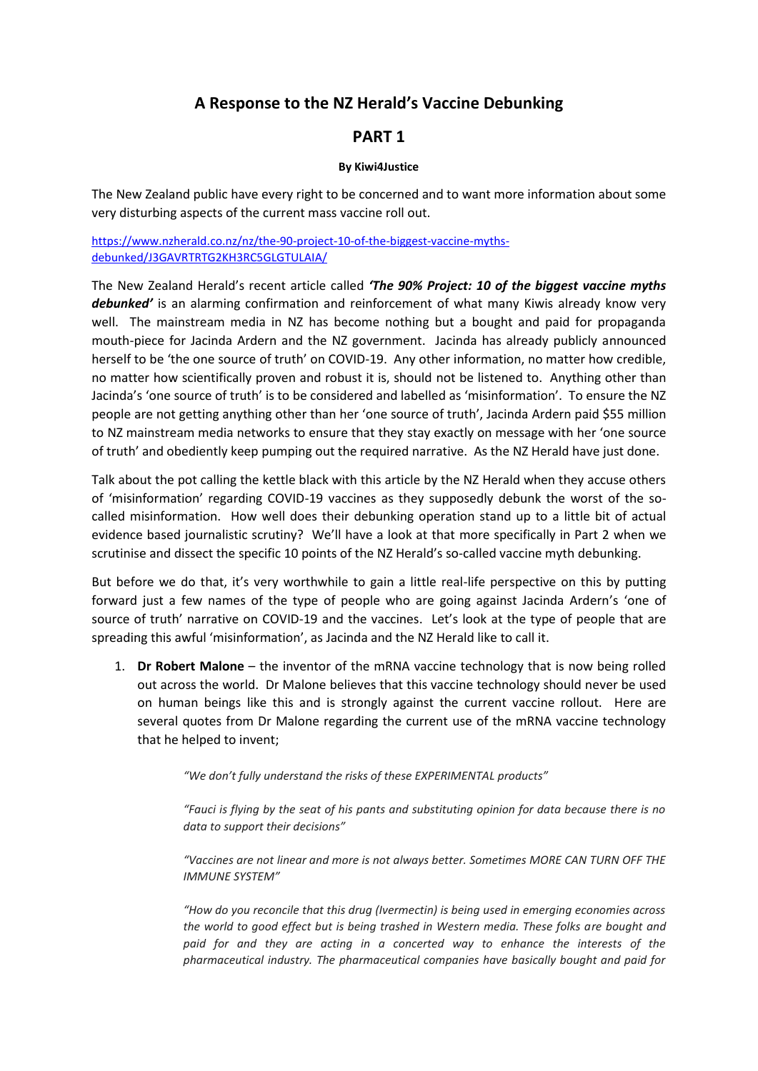# A Response to the NZ Herald's Vaccine Debunking

## PART 1

**By Kiwi4Justice**

The New Zealand public have every right to be concerned and to want more information about some very disturbing aspects of the current mass vaccine roll out.

[https://www.nzherald.co.nz/nz/the-90-project-10-of-the-biggest-vaccine-myths-debunked/J3GAVRTRTG2KH3RC5GLGTULAIA/](https://www.nzherald.co.nz/nz/the-90-project-10-of-the-biggest-vaccine-myths-debunked/J3GAVRTRTG2KH3RC5GLGTULAIA/)

The New Zealand Herald's recent article called ***'The 90% Project: 10 of the biggest vaccine myths debunked'*** is an alarming confirmation and reinforcement of what many Kiwis already know very well. The mainstream media in NZ has become nothing but a bought and paid for propaganda mouth-piece for Jacinda Ardern and the NZ government. Jacinda has already publicly announced herself to be 'the one source of truth' on COVID-19. Any other information, no matter how credible, no matter how scientifically proven and robust it is, should not be listened to. Anything other than Jacinda's 'one source of truth' is to be considered and labelled as 'misinformation'. To ensure the NZ people are not getting anything other than her 'one source of truth', Jacinda Ardern paid $55 million to NZ mainstream media networks to ensure that they stay exactly on message with her 'one source of truth' and obediently keep pumping out the required narrative. As the NZ Herald have just done.

Talk about the pot calling the kettle black with this article by the NZ Herald when they accuse others of 'misinformation' regarding COVID-19 vaccines as they supposedly debunk the worst of the so-called misinformation. How well does their debunking operation stand up to a little bit of actual evidence based journalistic scrutiny? We'll have a look at that more specifically in Part 2 when we scrutinise and dissect the specific 10 points of the NZ Herald's so-called vaccine myth debunking.

But before we do that, it's very worthwhile to gain a little real-life perspective on this by putting forward just a few names of the type of people who are going against Jacinda Ardern's 'one of source of truth' narrative on COVID-19 and the vaccines. Let's look at the type of people that are spreading this awful 'misinformation', as Jacinda and the NZ Herald like to call it.

1. **Dr Robert Malone** – the inventor of the mRNA vaccine technology that is now being rolled out across the world. Dr Malone believes that this vaccine technology should never be used on human beings like this and is strongly against the current vaccine rollout. Here are several quotes from Dr Malone regarding the current use of the mRNA vaccine technology that he helped to invent;

   *"We don't fully understand the risks of these EXPERIMENTAL products"*

   *"Fauci is flying by the seat of his pants and substituting opinion for data because there is no data to support their decisions"*

   *"Vaccines are not linear and more is not always better. Sometimes MORE CAN TURN OFF THE IMMUNE SYSTEM"*

   *"How do you reconcile that this drug (Ivermectin) is being used in emerging economies across the world to good effect but is being trashed in Western media. These folks are bought and paid for and they are acting in a concerted way to enhance the interests of the pharmaceutical industry. The pharmaceutical companies have basically bought and paid for*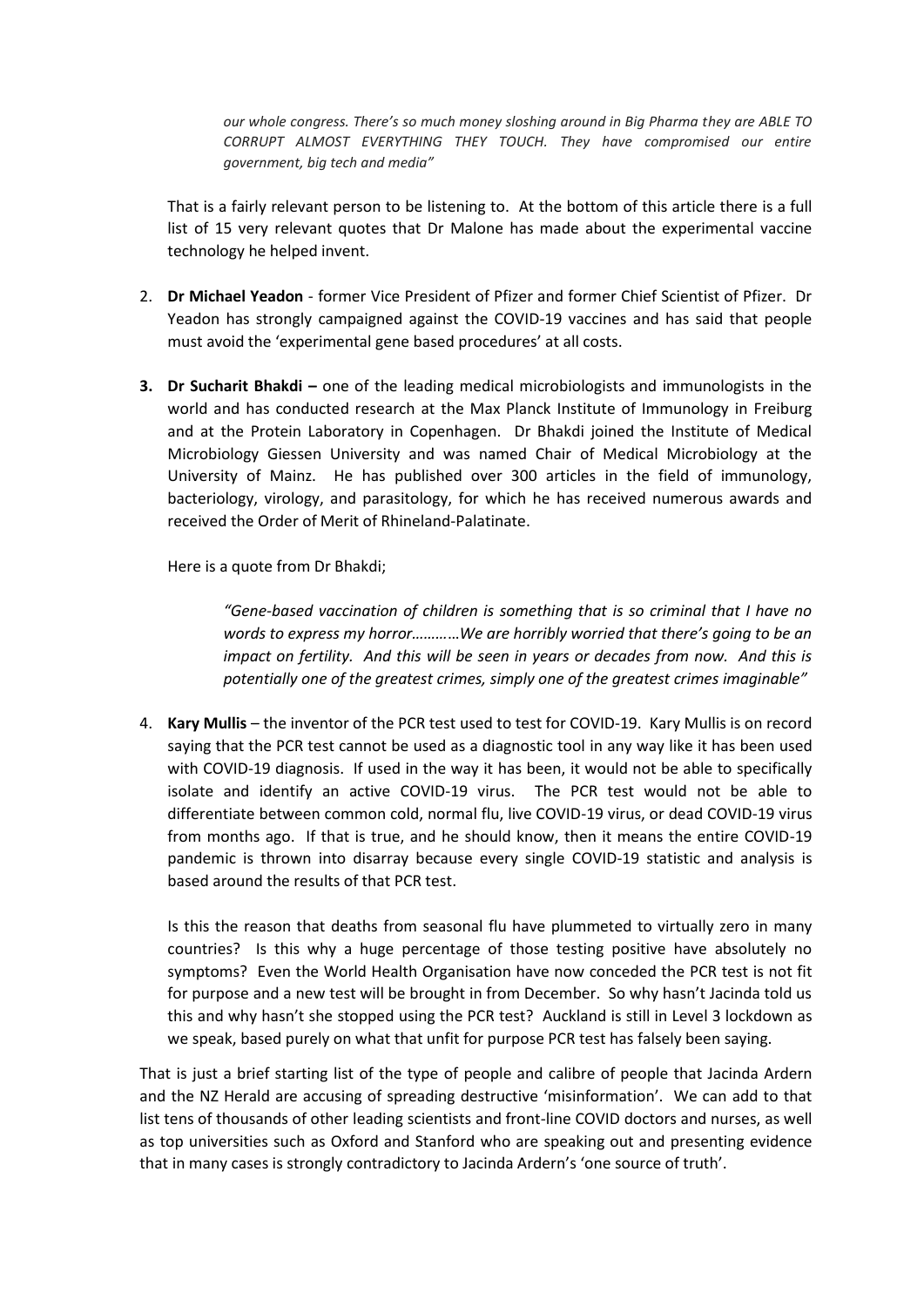*our whole congress. There's so much money sloshing around in Big Pharma they are ABLE TO CORRUPT ALMOST EVERYTHING THEY TOUCH. They have compromised our entire government, big tech and media"*

That is a fairly relevant person to be listening to. At the bottom of this article there is a full list of 15 very relevant quotes that Dr Malone has made about the experimental vaccine technology he helped invent.

2. **Dr Michael Yeadon** - former Vice President of Pfizer and former Chief Scientist of Pfizer. Dr Yeadon has strongly campaigned against the COVID-19 vaccines and has said that people must avoid the 'experimental gene based procedures' at all costs.

3. **Dr Sucharit Bhakdi –** one of the leading medical microbiologists and immunologists in the world and has conducted research at the Max Planck Institute of Immunology in Freiburg and at the Protein Laboratory in Copenhagen. Dr Bhakdi joined the Institute of Medical Microbiology Giessen University and was named Chair of Medical Microbiology at the University of Mainz. He has published over 300 articles in the field of immunology, bacteriology, virology, and parasitology, for which he has received numerous awards and received the Order of Merit of Rhineland-Palatinate.

   Here is a quote from Dr Bhakdi;

   > *"Gene-based vaccination of children is something that is so criminal that I have no words to express my horror…………We are horribly worried that there's going to be an impact on fertility. And this will be seen in years or decades from now. And this is potentially one of the greatest crimes, simply one of the greatest crimes imaginable"*

4. **Kary Mullis** – the inventor of the PCR test used to test for COVID-19. Kary Mullis is on record saying that the PCR test cannot be used as a diagnostic tool in any way like it has been used with COVID-19 diagnosis. If used in the way it has been, it would not be able to specifically isolate and identify an active COVID-19 virus. The PCR test would not be able to differentiate between common cold, normal flu, live COVID-19 virus, or dead COVID-19 virus from months ago. If that is true, and he should know, then it means the entire COVID-19 pandemic is thrown into disarray because every single COVID-19 statistic and analysis is based around the results of that PCR test.

   Is this the reason that deaths from seasonal flu have plummeted to virtually zero in many countries? Is this why a huge percentage of those testing positive have absolutely no symptoms? Even the World Health Organisation have now conceded the PCR test is not fit for purpose and a new test will be brought in from December. So why hasn't Jacinda told us this and why hasn't she stopped using the PCR test? Auckland is still in Level 3 lockdown as we speak, based purely on what that unfit for purpose PCR test has falsely been saying.

That is just a brief starting list of the type of people and calibre of people that Jacinda Ardern and the NZ Herald are accusing of spreading destructive 'misinformation'. We can add to that list tens of thousands of other leading scientists and front-line COVID doctors and nurses, as well as top universities such as Oxford and Stanford who are speaking out and presenting evidence that in many cases is strongly contradictory to Jacinda Ardern's 'one source of truth'.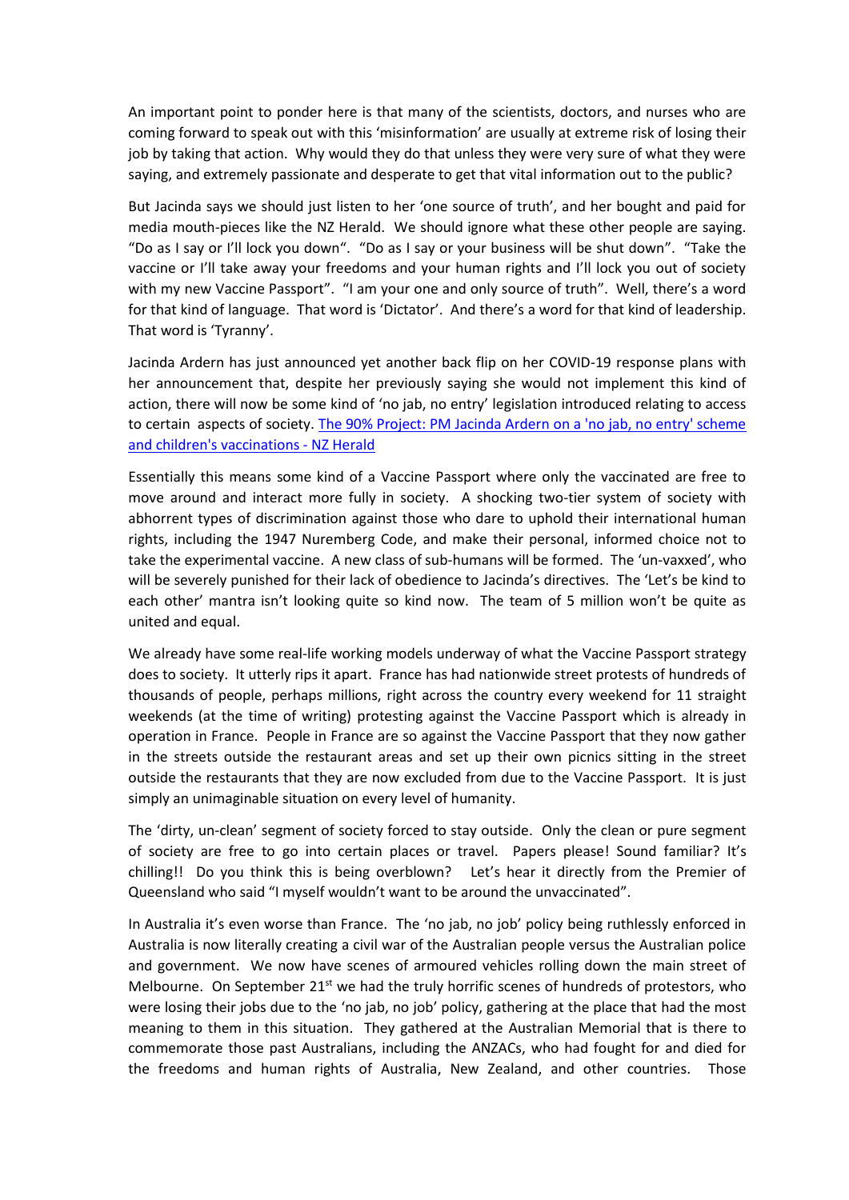An important point to ponder here is that many of the scientists, doctors, and nurses who are coming forward to speak out with this 'misinformation' are usually at extreme risk of losing their job by taking that action. Why would they do that unless they were very sure of what they were saying, and extremely passionate and desperate to get that vital information out to the public?

But Jacinda says we should just listen to her 'one source of truth', and her bought and paid for media mouth-pieces like the NZ Herald. We should ignore what these other people are saying. "Do as I say or I'll lock you down". "Do as I say or your business will be shut down". "Take the vaccine or I'll take away your freedoms and your human rights and I'll lock you out of society with my new Vaccine Passport". "I am your one and only source of truth". Well, there's a word for that kind of language. That word is 'Dictator'. And there's a word for that kind of leadership. That word is 'Tyranny'.

Jacinda Ardern has just announced yet another back flip on her COVID-19 response plans with her announcement that, despite her previously saying she would not implement this kind of action, there will now be some kind of 'no jab, no entry' legislation introduced relating to access to certain aspects of society. [The 90% Project: PM Jacinda Ardern on a 'no jab, no entry' scheme and children's vaccinations - NZ Herald]

Essentially this means some kind of a Vaccine Passport where only the vaccinated are free to move around and interact more fully in society. A shocking two-tier system of society with abhorrent types of discrimination against those who dare to uphold their international human rights, including the 1947 Nuremberg Code, and make their personal, informed choice not to take the experimental vaccine. A new class of sub-humans will be formed. The 'un-vaxxed', who will be severely punished for their lack of obedience to Jacinda's directives. The 'Let's be kind to each other' mantra isn't looking quite so kind now. The team of 5 million won't be quite as united and equal.

We already have some real-life working models underway of what the Vaccine Passport strategy does to society. It utterly rips it apart. France has had nationwide street protests of hundreds of thousands of people, perhaps millions, right across the country every weekend for 11 straight weekends (at the time of writing) protesting against the Vaccine Passport which is already in operation in France. People in France are so against the Vaccine Passport that they now gather in the streets outside the restaurant areas and set up their own picnics sitting in the street outside the restaurants that they are now excluded from due to the Vaccine Passport. It is just simply an unimaginable situation on every level of humanity.

The 'dirty, un-clean' segment of society forced to stay outside. Only the clean or pure segment of society are free to go into certain places or travel. Papers please! Sound familiar? It's chilling!! Do you think this is being overblown? Let's hear it directly from the Premier of Queensland who said "I myself wouldn't want to be around the unvaccinated".

In Australia it's even worse than France. The 'no jab, no job' policy being ruthlessly enforced in Australia is now literally creating a civil war of the Australian people versus the Australian police and government. We now have scenes of armoured vehicles rolling down the main street of Melbourne. On September 21st we had the truly horrific scenes of hundreds of protestors, who were losing their jobs due to the 'no jab, no job' policy, gathering at the place that had the most meaning to them in this situation. They gathered at the Australian Memorial that is there to commemorate those past Australians, including the ANZACs, who had fought for and died for the freedoms and human rights of Australia, New Zealand, and other countries. Those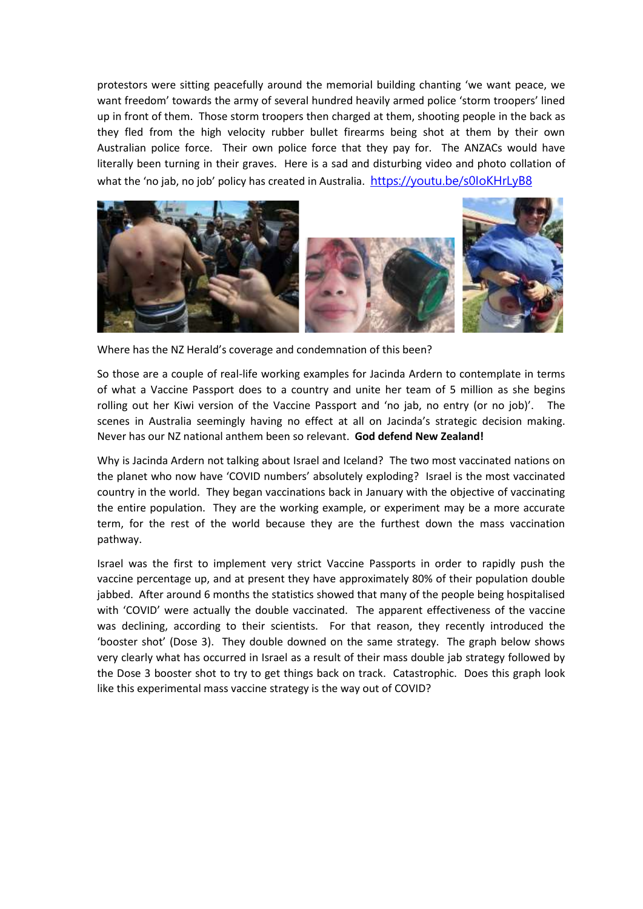protestors were sitting peacefully around the memorial building chanting 'we want peace, we want freedom' towards the army of several hundred heavily armed police 'storm troopers' lined up in front of them. Those storm troopers then charged at them, shooting people in the back as they fled from the high velocity rubber bullet firearms being shot at them by their own Australian police force. Their own police force that they pay for. The ANZACs would have literally been turning in their graves. Here is a sad and disturbing video and photo collation of what the 'no jab, no job' policy has created in Australia. https://youtu.be/s0IoKHrLyB8

Where has the NZ Herald's coverage and condemnation of this been?

So those are a couple of real-life working examples for Jacinda Ardern to contemplate in terms of what a Vaccine Passport does to a country and unite her team of 5 million as she begins rolling out her Kiwi version of the Vaccine Passport and 'no jab, no entry (or no job)'. The scenes in Australia seemingly having no effect at all on Jacinda's strategic decision making. Never has our NZ national anthem been so relevant. **God defend New Zealand!**

Why is Jacinda Ardern not talking about Israel and Iceland? The two most vaccinated nations on the planet who now have 'COVID numbers' absolutely exploding? Israel is the most vaccinated country in the world. They began vaccinations back in January with the objective of vaccinating the entire population. They are the working example, or experiment may be a more accurate term, for the rest of the world because they are the furthest down the mass vaccination pathway.

Israel was the first to implement very strict Vaccine Passports in order to rapidly push the vaccine percentage up, and at present they have approximately 80% of their population double jabbed. After around 6 months the statistics showed that many of the people being hospitalised with 'COVID' were actually the double vaccinated. The apparent effectiveness of the vaccine was declining, according to their scientists. For that reason, they recently introduced the 'booster shot' (Dose 3). They double downed on the same strategy. The graph below shows very clearly what has occurred in Israel as a result of their mass double jab strategy followed by the Dose 3 booster shot to try to get things back on track. Catastrophic. Does this graph look like this experimental mass vaccine strategy is the way out of COVID?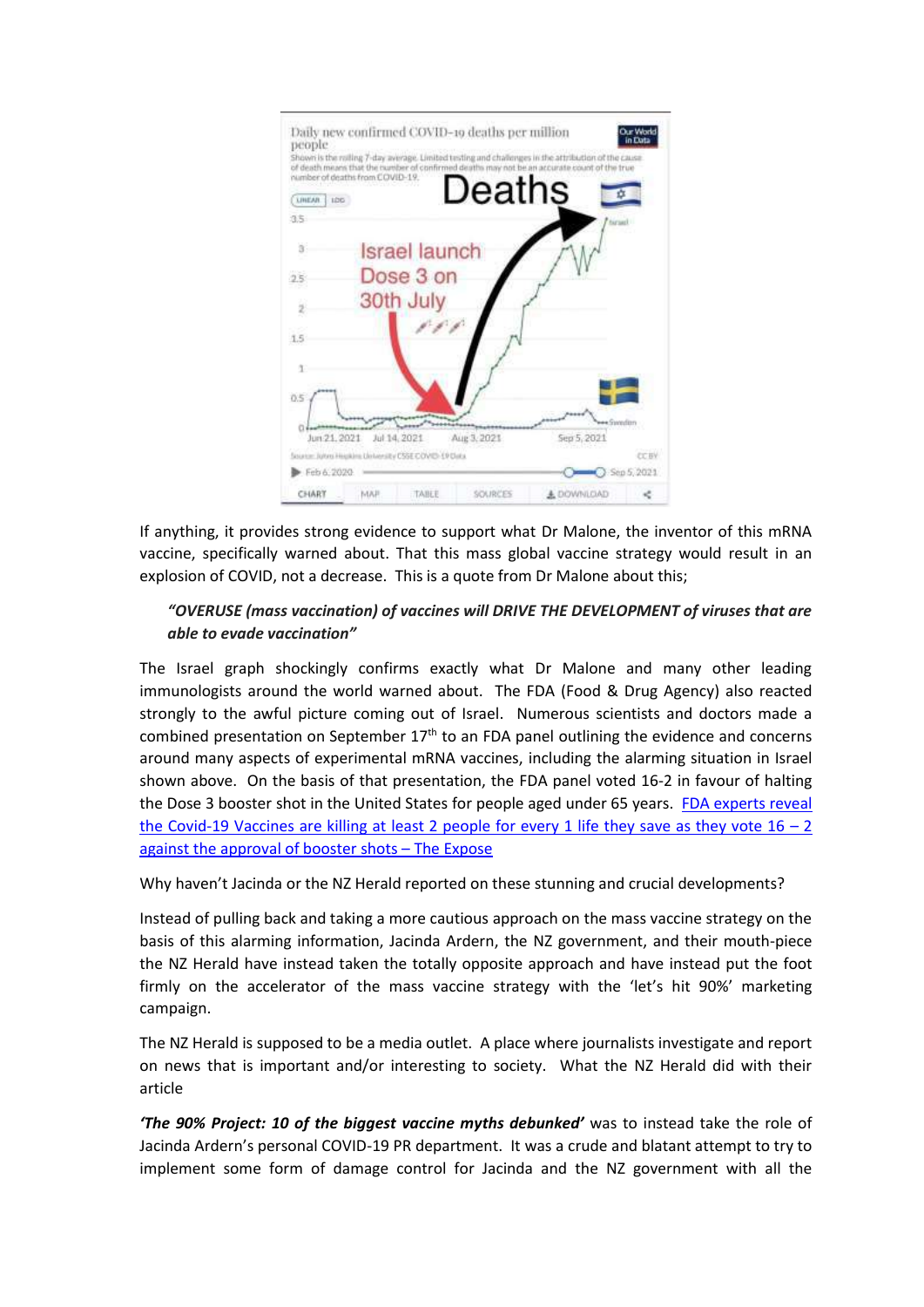Daily new confirmed COVID-19 deaths per million people

Shown is the rolling 7-day average. Limited testing and challenges in the attribution of the cause of death means that the number of confirmed deaths may not be an accurate count of the true number of deaths from COVID-19.

Deaths

Israel launch Dose 3 on 30th July

Source: Johns Hopkins University CSSE COVID-19 Data

If anything, it provides strong evidence to support what Dr Malone, the inventor of this mRNA vaccine, specifically warned about. That this mass global vaccine strategy would result in an explosion of COVID, not a decrease. This is a quote from Dr Malone about this;

> ***"OVERUSE (mass vaccination) of vaccines will DRIVE THE DEVELOPMENT of viruses that are able to evade vaccination"***

The Israel graph shockingly confirms exactly what Dr Malone and many other leading immunologists around the world warned about. The FDA (Food & Drug Agency) also reacted strongly to the awful picture coming out of Israel. Numerous scientists and doctors made a combined presentation on September 17th to an FDA panel outlining the evidence and concerns around many aspects of experimental mRNA vaccines, including the alarming situation in Israel shown above. On the basis of that presentation, the FDA panel voted 16-2 in favour of halting the Dose 3 booster shot in the United States for people aged under 65 years. FDA experts reveal the Covid-19 Vaccines are killing at least 2 people for every 1 life they save as they vote 16 – 2 against the approval of booster shots – The Expose

Why haven't Jacinda or the NZ Herald reported on these stunning and crucial developments?

Instead of pulling back and taking a more cautious approach on the mass vaccine strategy on the basis of this alarming information, Jacinda Ardern, the NZ government, and their mouth-piece the NZ Herald have instead taken the totally opposite approach and have instead put the foot firmly on the accelerator of the mass vaccine strategy with the 'let's hit 90%' marketing campaign.

The NZ Herald is supposed to be a media outlet. A place where journalists investigate and report on news that is important and/or interesting to society. What the NZ Herald did with their article

***'The 90% Project: 10 of the biggest vaccine myths debunked'*** was to instead take the role of Jacinda Ardern's personal COVID-19 PR department. It was a crude and blatant attempt to try to implement some form of damage control for Jacinda and the NZ government with all the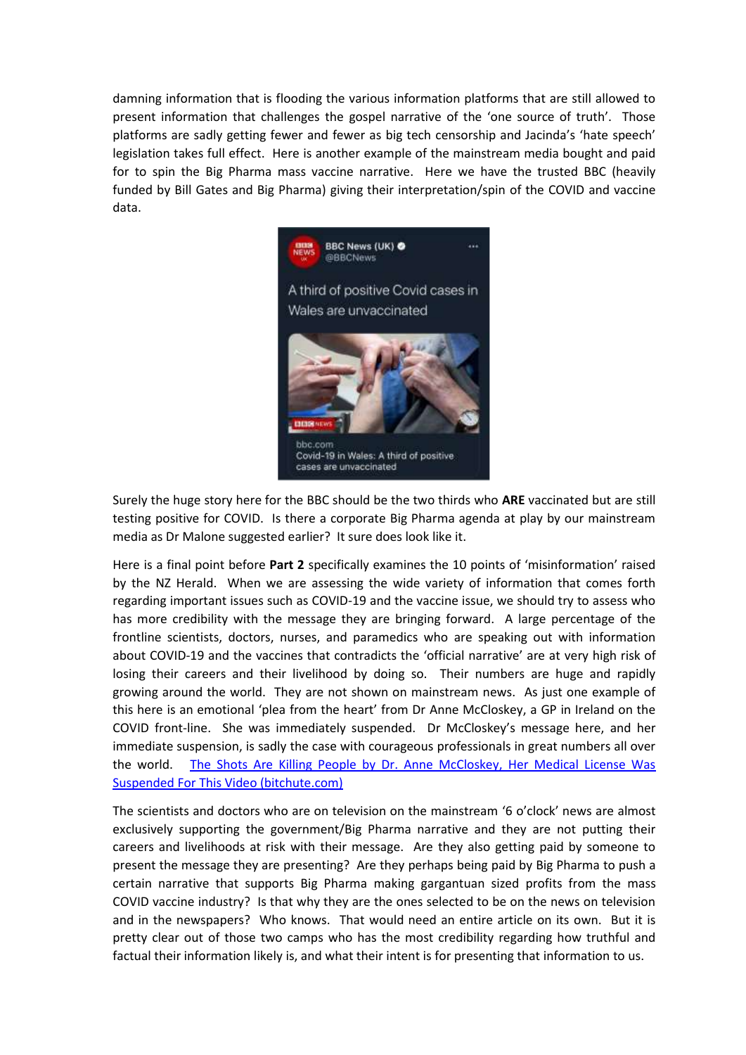damning information that is flooding the various information platforms that are still allowed to present information that challenges the gospel narrative of the 'one source of truth'. Those platforms are sadly getting fewer and fewer as big tech censorship and Jacinda's 'hate speech' legislation takes full effect. Here is another example of the mainstream media bought and paid for to spin the Big Pharma mass vaccine narrative. Here we have the trusted BBC (heavily funded by Bill Gates and Big Pharma) giving their interpretation/spin of the COVID and vaccine data.

Surely the huge story here for the BBC should be the two thirds who **ARE** vaccinated but are still testing positive for COVID. Is there a corporate Big Pharma agenda at play by our mainstream media as Dr Malone suggested earlier? It sure does look like it.

Here is a final point before **Part 2** specifically examines the 10 points of 'misinformation' raised by the NZ Herald. When we are assessing the wide variety of information that comes forth regarding important issues such as COVID-19 and the vaccine issue, we should try to assess who has more credibility with the message they are bringing forward. A large percentage of the frontline scientists, doctors, nurses, and paramedics who are speaking out with information about COVID-19 and the vaccines that contradicts the 'official narrative' are at very high risk of losing their careers and their livelihood by doing so. Their numbers are huge and rapidly growing around the world. They are not shown on mainstream news. As just one example of this here is an emotional 'plea from the heart' from Dr Anne McCloskey, a GP in Ireland on the COVID front-line. She was immediately suspended. Dr McCloskey's message here, and her immediate suspension, is sadly the case with courageous professionals in great numbers all over the world. [The Shots Are Killing People by Dr. Anne McCloskey, Her Medical License Was Suspended For This Video (bitchute.com)]

The scientists and doctors who are on television on the mainstream '6 o'clock' news are almost exclusively supporting the government/Big Pharma narrative and they are not putting their careers and livelihoods at risk with their message. Are they also getting paid by someone to present the message they are presenting? Are they perhaps being paid by Big Pharma to push a certain narrative that supports Big Pharma making gargantuan sized profits from the mass COVID vaccine industry? Is that why they are the ones selected to be on the news on television and in the newspapers? Who knows. That would need an entire article on its own. But it is pretty clear out of those two camps who has the most credibility regarding how truthful and factual their information likely is, and what their intent is for presenting that information to us.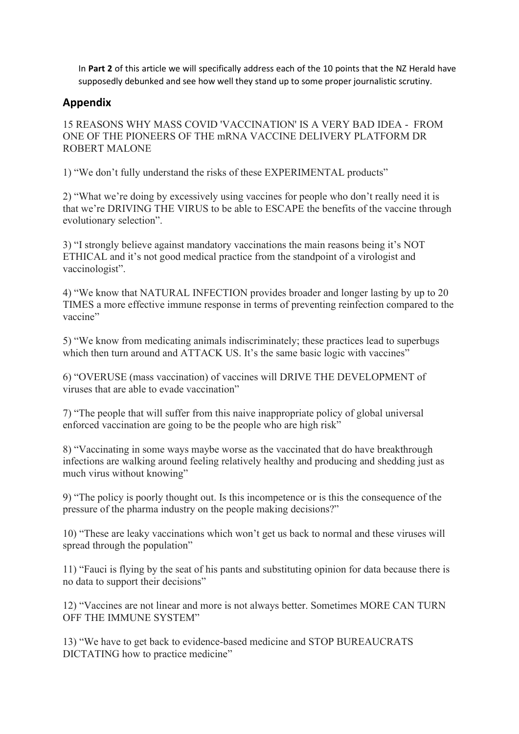In **Part 2** of this article we will specifically address each of the 10 points that the NZ Herald have supposedly debunked and see how well they stand up to some proper journalistic scrutiny.

## Appendix

15 REASONS WHY MASS COVID 'VACCINATION' IS A VERY BAD IDEA - FROM ONE OF THE PIONEERS OF THE mRNA VACCINE DELIVERY PLATFORM DR ROBERT MALONE

1) "We don't fully understand the risks of these EXPERIMENTAL products"

2) "What we're doing by excessively using vaccines for people who don't really need it is that we're DRIVING THE VIRUS to be able to ESCAPE the benefits of the vaccine through evolutionary selection".

3) "I strongly believe against mandatory vaccinations the main reasons being it's NOT ETHICAL and it's not good medical practice from the standpoint of a virologist and vaccinologist".

4) "We know that NATURAL INFECTION provides broader and longer lasting by up to 20 TIMES a more effective immune response in terms of preventing reinfection compared to the vaccine"

5) "We know from medicating animals indiscriminately; these practices lead to superbugs which then turn around and ATTACK US. It's the same basic logic with vaccines"

6) "OVERUSE (mass vaccination) of vaccines will DRIVE THE DEVELOPMENT of viruses that are able to evade vaccination"

7) "The people that will suffer from this naive inappropriate policy of global universal enforced vaccination are going to be the people who are high risk"

8) "Vaccinating in some ways maybe worse as the vaccinated that do have breakthrough infections are walking around feeling relatively healthy and producing and shedding just as much virus without knowing"

9) "The policy is poorly thought out. Is this incompetence or is this the consequence of the pressure of the pharma industry on the people making decisions?"

10) "These are leaky vaccinations which won't get us back to normal and these viruses will spread through the population"

11) "Fauci is flying by the seat of his pants and substituting opinion for data because there is no data to support their decisions"

12) "Vaccines are not linear and more is not always better. Sometimes MORE CAN TURN OFF THE IMMUNE SYSTEM"

13) "We have to get back to evidence-based medicine and STOP BUREAUCRATS DICTATING how to practice medicine"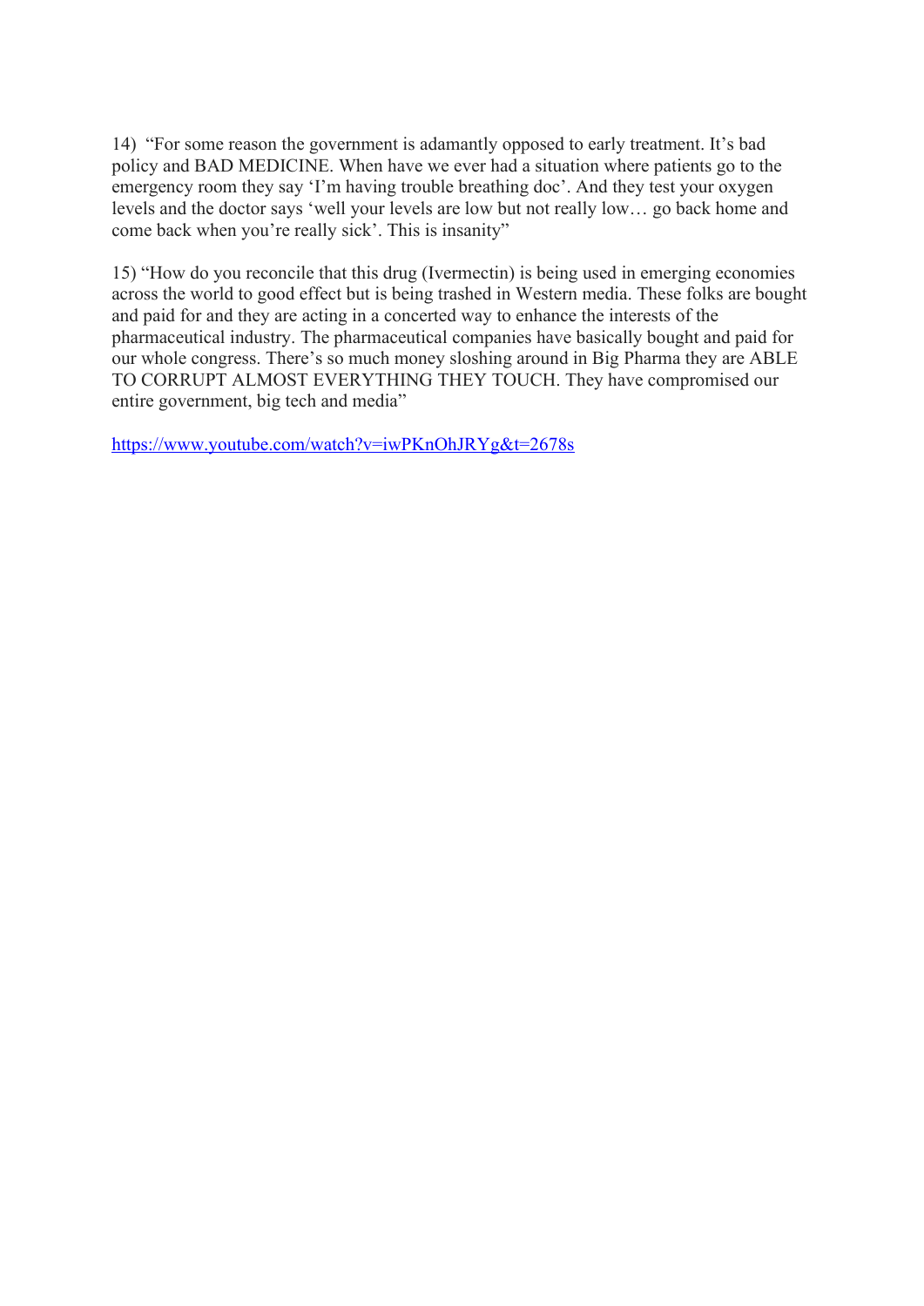14) "For some reason the government is adamantly opposed to early treatment. It's bad policy and BAD MEDICINE. When have we ever had a situation where patients go to the emergency room they say 'I'm having trouble breathing doc'. And they test your oxygen levels and the doctor says 'well your levels are low but not really low… go back home and come back when you're really sick'. This is insanity"

15) "How do you reconcile that this drug (Ivermectin) is being used in emerging economies across the world to good effect but is being trashed in Western media. These folks are bought and paid for and they are acting in a concerted way to enhance the interests of the pharmaceutical industry. The pharmaceutical companies have basically bought and paid for our whole congress. There's so much money sloshing around in Big Pharma they are ABLE TO CORRUPT ALMOST EVERYTHING THEY TOUCH. They have compromised our entire government, big tech and media"

https://www.youtube.com/watch?v=iwPKnOhJRYg&t=2678s